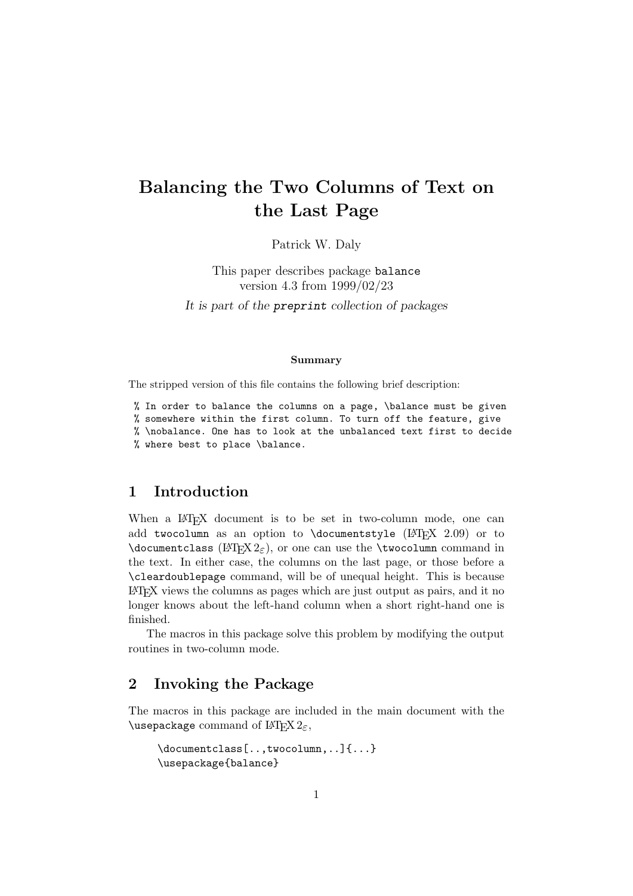# Balancing the Two Columns of Text on the Last Page

Patrick W. Daly

This paper describes package `balance` version 4.3 from 1999/02/23

*It is part of the `preprint` collection of packages*

**Summary**

The stripped version of this file contains the following brief description:

```
% In order to balance the columns on a page, \balance must be given
% somewhere within the first column. To turn off the feature, give
% \nobalance. One has to look at the unbalanced text first to decide
% where best to place \balance.
```

## 1 Introduction

When a LaTeX document is to be set in two-column mode, one can add `twocolumn` as an option to `\documentstyle` (LaTeX 2.09) or to `\documentclass` (LaTeX $2_\varepsilon$), or one can use the `\twocolumn` command in the text. In either case, the columns on the last page, or those before a `\cleardoublepage` command, will be of unequal height. This is because LaTeX views the columns as pages which are just output as pairs, and it no longer knows about the left-hand column when a short right-hand one is finished.

The macros in this package solve this problem by modifying the output routines in two-column mode.

## 2 Invoking the Package

The macros in this package are included in the main document with the `\usepackage` command of LaTeX $2_\varepsilon$,

```
\documentclass[..,twocolumn,..]{...}
\usepackage{balance}
```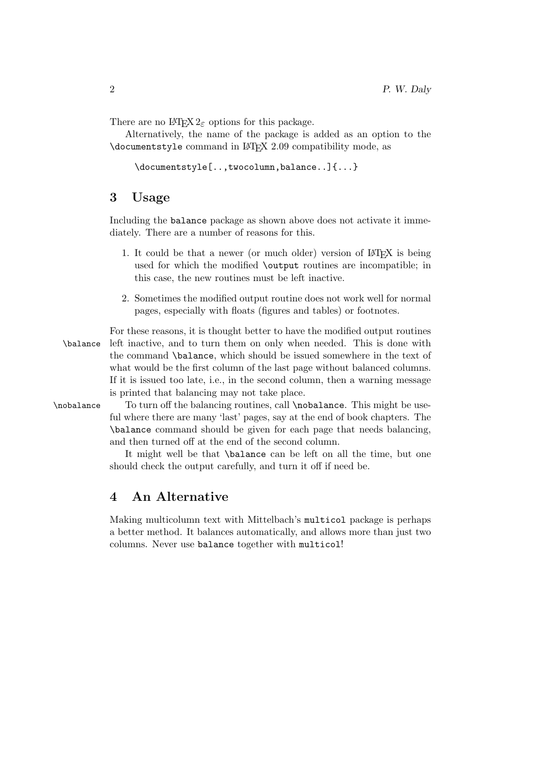There are no LaTeX 2ε options for this package.

Alternatively, the name of the package is added as an option to the `\documentstyle` command in LaTeX 2.09 compatibility mode, as

```
\documentstyle[..,twocolumn,balance..]{...}
```

## 3 Usage

Including the `balance` package as shown above does not activate it immediately. There are a number of reasons for this.

1. It could be that a newer (or much older) version of LaTeX is being used for which the modified `\output` routines are incompatible; in this case, the new routines must be left inactive.

2. Sometimes the modified output routine does not work well for normal pages, especially with floats (figures and tables) or footnotes.

`\balance`

For these reasons, it is thought better to have the modified output routines left inactive, and to turn them on only when needed. This is done with the command `\balance`, which should be issued somewhere in the text of what would be the first column of the last page without balanced columns. If it is issued too late, i.e., in the second column, then a warning message is printed that balancing may not take place.

`\nobalance`

To turn off the balancing routines, call `\nobalance`. This might be useful where there are many 'last' pages, say at the end of book chapters. The `\balance` command should be given for each page that needs balancing, and then turned off at the end of the second column.

It might well be that `\balance` can be left on all the time, but one should check the output carefully, and turn it off if need be.

## 4 An Alternative

Making multicolumn text with Mittelbach's `multicol` package is perhaps a better method. It balances automatically, and allows more than just two columns. Never use `balance` together with `multicol`!